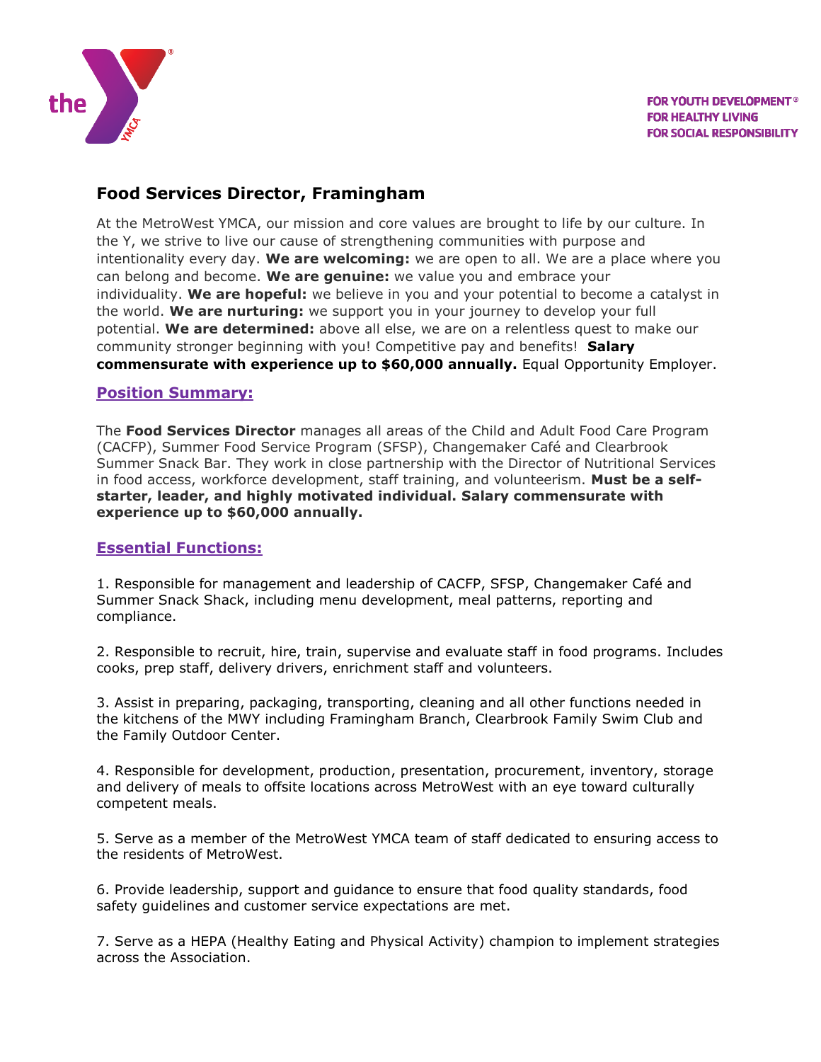FOR YOUTH DEVELOPMENT®
FOR HEALTHY LIVING
FOR SOCIAL RESPONSIBILITY

## Food Services Director, Framingham

At the MetroWest YMCA, our mission and core values are brought to life by our culture. In the Y, we strive to live our cause of strengthening communities with purpose and intentionality every day. **We are welcoming:** we are open to all. We are a place where you can belong and become. **We are genuine:** we value you and embrace your individuality. **We are hopeful:** we believe in you and your potential to become a catalyst in the world. **We are nurturing:** we support you in your journey to develop your full potential. **We are determined:** above all else, we are on a relentless quest to make our community stronger beginning with you! Competitive pay and benefits! **Salary commensurate with experience up to $60,000 annually.** Equal Opportunity Employer.

### Position Summary:

The **Food Services Director** manages all areas of the Child and Adult Food Care Program (CACFP), Summer Food Service Program (SFSP), Changemaker Café and Clearbrook Summer Snack Bar. They work in close partnership with the Director of Nutritional Services in food access, workforce development, staff training, and volunteerism. **Must be a self-starter, leader, and highly motivated individual. Salary commensurate with experience up to $60,000 annually.**

### Essential Functions:

1. Responsible for management and leadership of CACFP, SFSP, Changemaker Café and Summer Snack Shack, including menu development, meal patterns, reporting and compliance.

2. Responsible to recruit, hire, train, supervise and evaluate staff in food programs. Includes cooks, prep staff, delivery drivers, enrichment staff and volunteers.

3. Assist in preparing, packaging, transporting, cleaning and all other functions needed in the kitchens of the MWY including Framingham Branch, Clearbrook Family Swim Club and the Family Outdoor Center.

4. Responsible for development, production, presentation, procurement, inventory, storage and delivery of meals to offsite locations across MetroWest with an eye toward culturally competent meals.

5. Serve as a member of the MetroWest YMCA team of staff dedicated to ensuring access to the residents of MetroWest.

6. Provide leadership, support and guidance to ensure that food quality standards, food safety guidelines and customer service expectations are met.

7. Serve as a HEPA (Healthy Eating and Physical Activity) champion to implement strategies across the Association.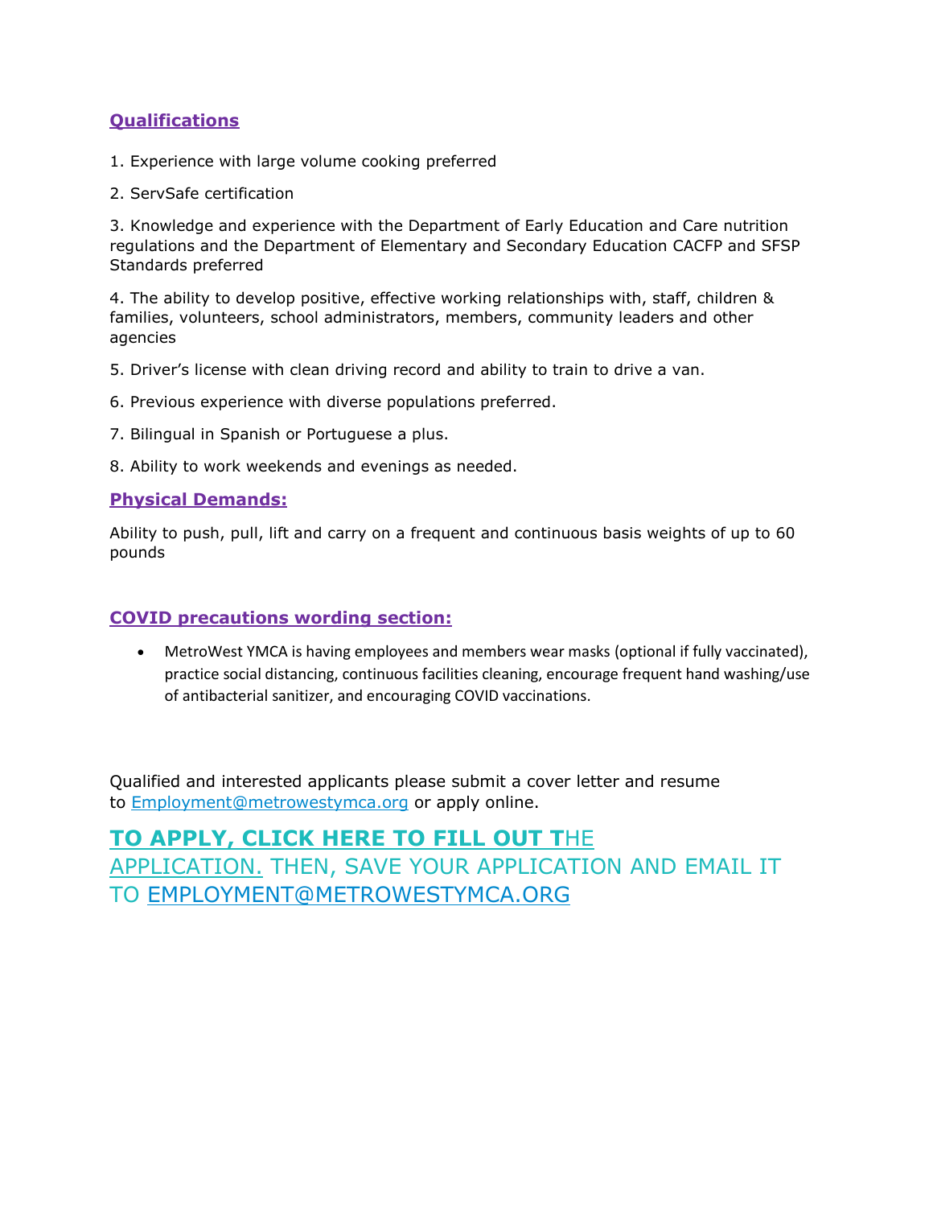## Qualifications

1. Experience with large volume cooking preferred

2. ServSafe certification

3. Knowledge and experience with the Department of Early Education and Care nutrition regulations and the Department of Elementary and Secondary Education CACFP and SFSP Standards preferred

4. The ability to develop positive, effective working relationships with, staff, children & families, volunteers, school administrators, members, community leaders and other agencies

5. Driver's license with clean driving record and ability to train to drive a van.

6. Previous experience with diverse populations preferred.

7. Bilingual in Spanish or Portuguese a plus.

8. Ability to work weekends and evenings as needed.

## Physical Demands:

Ability to push, pull, lift and carry on a frequent and continuous basis weights of up to 60 pounds

## COVID precautions wording section:

- MetroWest YMCA is having employees and members wear masks (optional if fully vaccinated), practice social distancing, continuous facilities cleaning, encourage frequent hand washing/use of antibacterial sanitizer, and encouraging COVID vaccinations.

Qualified and interested applicants please submit a cover letter and resume to Employment@metrowestymca.org or apply online.

**TO APPLY, CLICK HERE TO FILL OUT THE APPLICATION.** THEN, SAVE YOUR APPLICATION AND EMAIL IT TO EMPLOYMENT@METROWESTYMCA.ORG